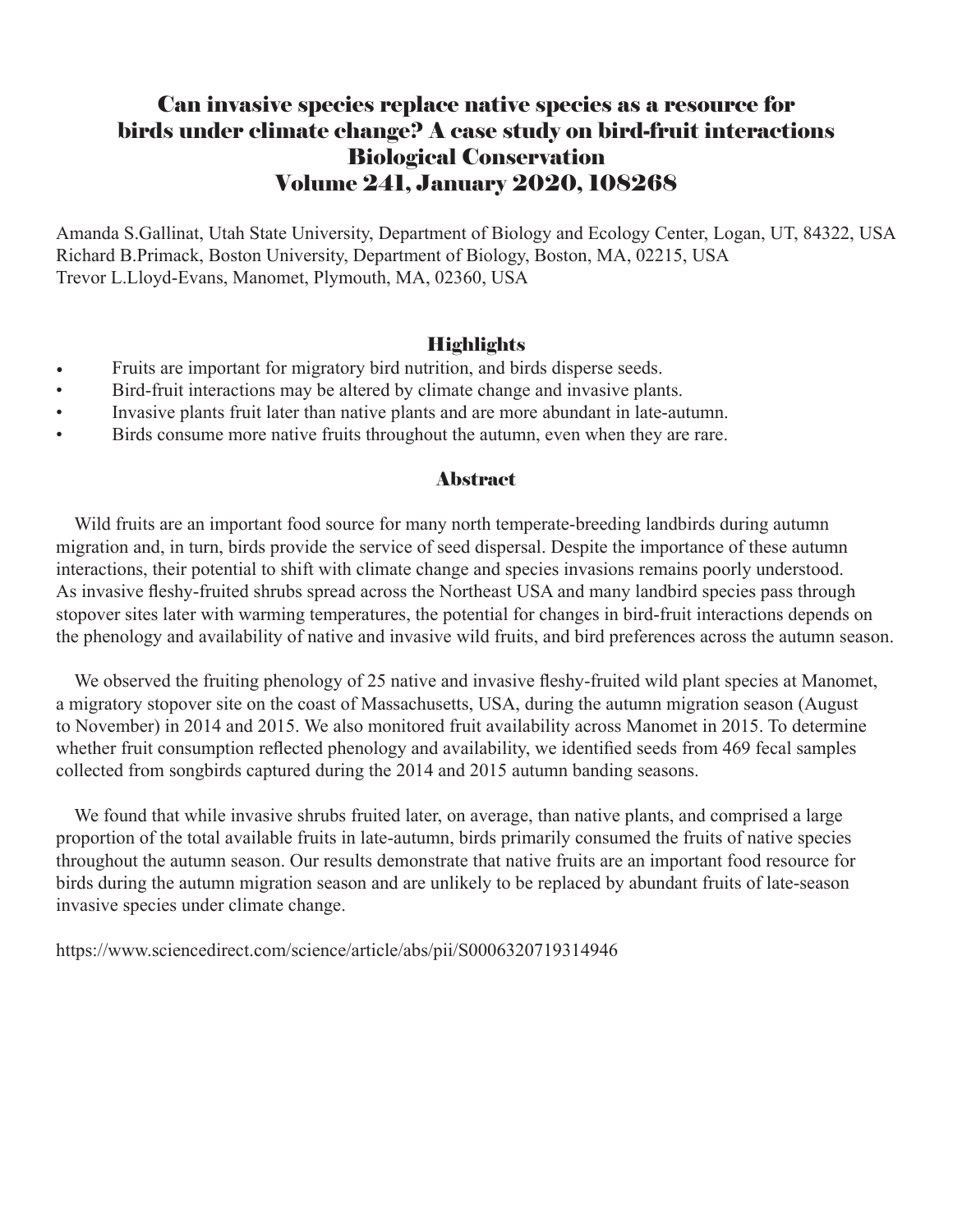# Can invasive species replace native species as a resource for birds under climate change? A case study on bird-fruit interactions Biological Conservation Volume 241, January 2020, 108268

Amanda S.Gallinat, Utah State University, Department of Biology and Ecology Center, Logan, UT, 84322, USA
Richard B.Primack, Boston University, Department of Biology, Boston, MA, 02215, USA
Trevor L.Lloyd-Evans, Manomet, Plymouth, MA, 02360, USA

## Highlights

- Fruits are important for migratory bird nutrition, and birds disperse seeds.
- Bird-fruit interactions may be altered by climate change and invasive plants.
- Invasive plants fruit later than native plants and are more abundant in late-autumn.
- Birds consume more native fruits throughout the autumn, even when they are rare.

## Abstract

Wild fruits are an important food source for many north temperate-breeding landbirds during autumn migration and, in turn, birds provide the service of seed dispersal. Despite the importance of these autumn interactions, their potential to shift with climate change and species invasions remains poorly understood. As invasive fleshy-fruited shrubs spread across the Northeast USA and many landbird species pass through stopover sites later with warming temperatures, the potential for changes in bird-fruit interactions depends on the phenology and availability of native and invasive wild fruits, and bird preferences across the autumn season.

We observed the fruiting phenology of 25 native and invasive fleshy-fruited wild plant species at Manomet, a migratory stopover site on the coast of Massachusetts, USA, during the autumn migration season (August to November) in 2014 and 2015. We also monitored fruit availability across Manomet in 2015. To determine whether fruit consumption reflected phenology and availability, we identified seeds from 469 fecal samples collected from songbirds captured during the 2014 and 2015 autumn banding seasons.

We found that while invasive shrubs fruited later, on average, than native plants, and comprised a large proportion of the total available fruits in late-autumn, birds primarily consumed the fruits of native species throughout the autumn season. Our results demonstrate that native fruits are an important food resource for birds during the autumn migration season and are unlikely to be replaced by abundant fruits of late-season invasive species under climate change.

https://www.sciencedirect.com/science/article/abs/pii/S0006320719314946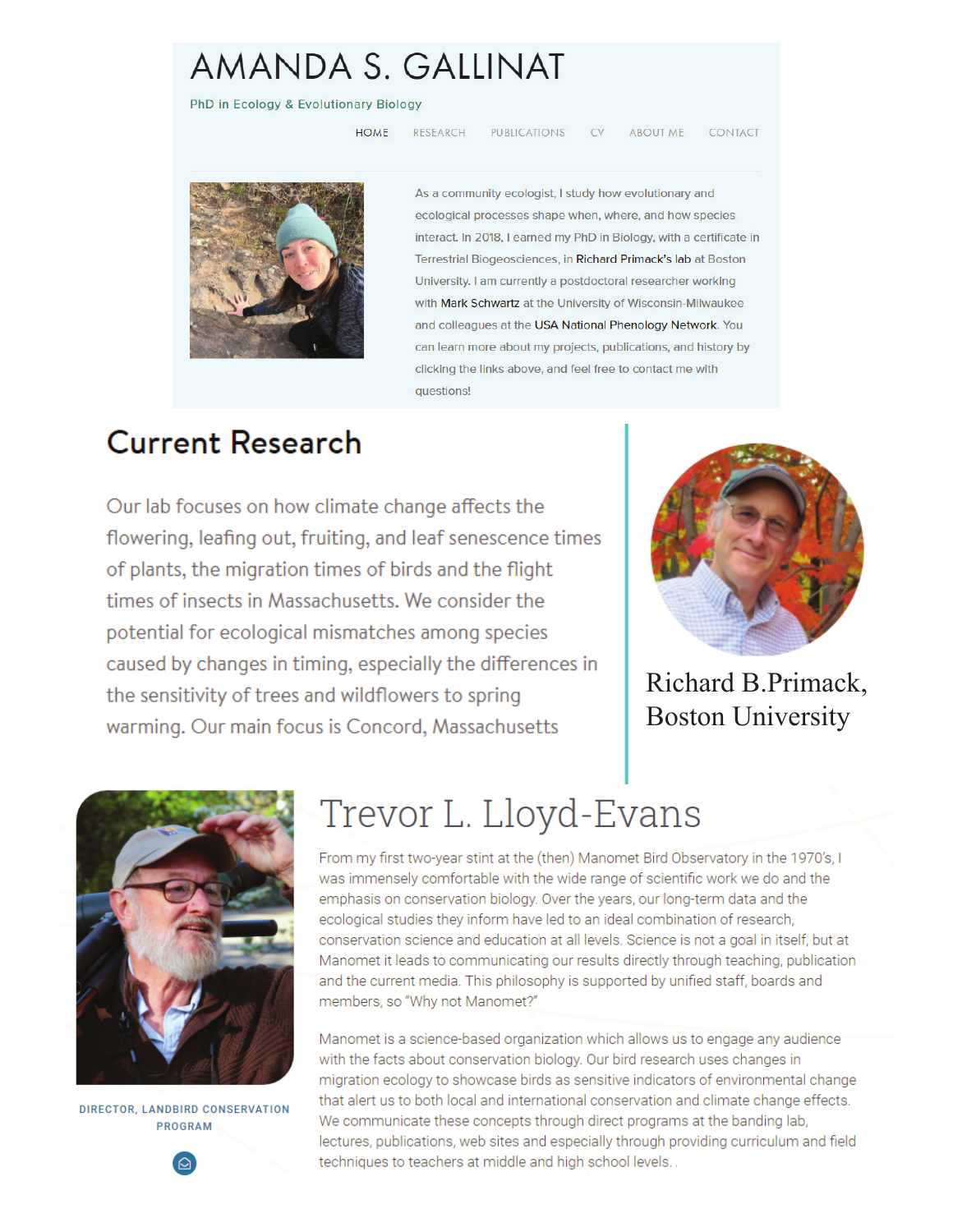# AMANDA S. GALLINAT

PhD in Ecology & Evolutionary Biology

HOME RESEARCH PUBLICATIONS CV ABOUT ME CONTACT

As a community ecologist, I study how evolutionary and ecological processes shape when, where, and how species interact. In 2018, I earned my PhD in Biology, with a certificate in Terrestrial Biogeosciences, in Richard Primack's lab at Boston University. I am currently a postdoctoral researcher working with Mark Schwartz at the University of Wisconsin-Milwaukee and colleagues at the USA National Phenology Network. You can learn more about my projects, publications, and history by clicking the links above, and feel free to contact me with questions!

## Current Research

Our lab focuses on how climate change affects the flowering, leafing out, fruiting, and leaf senescence times of plants, the migration times of birds and the flight times of insects in Massachusetts. We consider the potential for ecological mismatches among species caused by changes in timing, especially the differences in the sensitivity of trees and wildflowers to spring warming. Our main focus is Concord, Massachusetts

Richard B.Primack, Boston University

# Trevor L. Lloyd-Evans

DIRECTOR, LANDBIRD CONSERVATION PROGRAM

From my first two-year stint at the (then) Manomet Bird Observatory in the 1970's, I was immensely comfortable with the wide range of scientific work we do and the emphasis on conservation biology. Over the years, our long-term data and the ecological studies they inform have led to an ideal combination of research, conservation science and education at all levels. Science is not a goal in itself, but at Manomet it leads to communicating our results directly through teaching, publication and the current media. This philosophy is supported by unified staff, boards and members, so "Why not Manomet?"

Manomet is a science-based organization which allows us to engage any audience with the facts about conservation biology. Our bird research uses changes in migration ecology to showcase birds as sensitive indicators of environmental change that alert us to both local and international conservation and climate change effects. We communicate these concepts through direct programs at the banding lab, lectures, publications, web sites and especially through providing curriculum and field techniques to teachers at middle and high school levels.